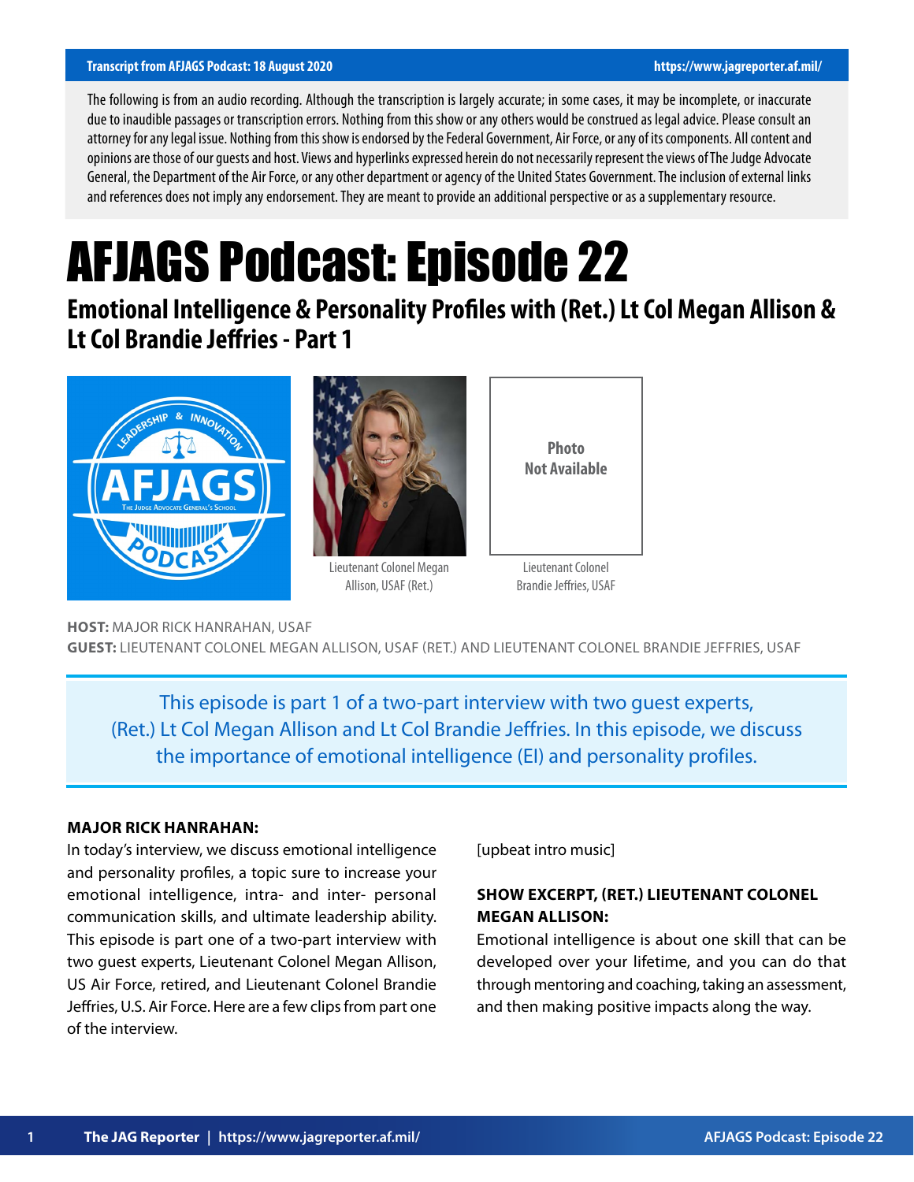The following is from an audio recording. Although the transcription is largely accurate; in some cases, it may be incomplete, or inaccurate due to inaudible passages or transcription errors. Nothing from this show or any others would be construed as legal advice. Please consult an attorney for any legal issue. Nothing from this show is endorsed by the Federal Government, Air Force, or any of its components. All content and opinions are those of our guests and host. Views and hyperlinks expressed herein do not necessarily represent the views of The Judge Advocate General, the Department of the Air Force, or any other department or agency of the United States Government. The inclusion of external links and references does not imply any endorsement. They are meant to provide an additional perspective or as a supplementary resource.

# AFJAGS Podcast: Episode 22

## Emotional Intelligence & Personality Profiles with (Ret.) Lt Col Megan Allison & Lt Col Brandie Jeffries - Part 1

Lieutenant Colonel Megan Allison, USAF (Ret.)

Photo Not Available

Lieutenant Colonel Brandie Jeffries, USAF

**HOST:** MAJOR RICK HANRAHAN, USAF

**GUEST:** LIEUTENANT COLONEL MEGAN ALLISON, USAF (RET.) AND LIEUTENANT COLONEL BRANDIE JEFFRIES, USAF

This episode is part 1 of a two-part interview with two guest experts, (Ret.) Lt Col Megan Allison and Lt Col Brandie Jeffries. In this episode, we discuss the importance of emotional intelligence (EI) and personality profiles.

**MAJOR RICK HANRAHAN:**

In today's interview, we discuss emotional intelligence and personality profiles, a topic sure to increase your emotional intelligence, intra- and inter- personal communication skills, and ultimate leadership ability. This episode is part one of a two-part interview with two guest experts, Lieutenant Colonel Megan Allison, US Air Force, retired, and Lieutenant Colonel Brandie Jeffries, U.S. Air Force. Here are a few clips from part one of the interview.

[upbeat intro music]

**SHOW EXCERPT, (RET.) LIEUTENANT COLONEL MEGAN ALLISON:**

Emotional intelligence is about one skill that can be developed over your lifetime, and you can do that through mentoring and coaching, taking an assessment, and then making positive impacts along the way.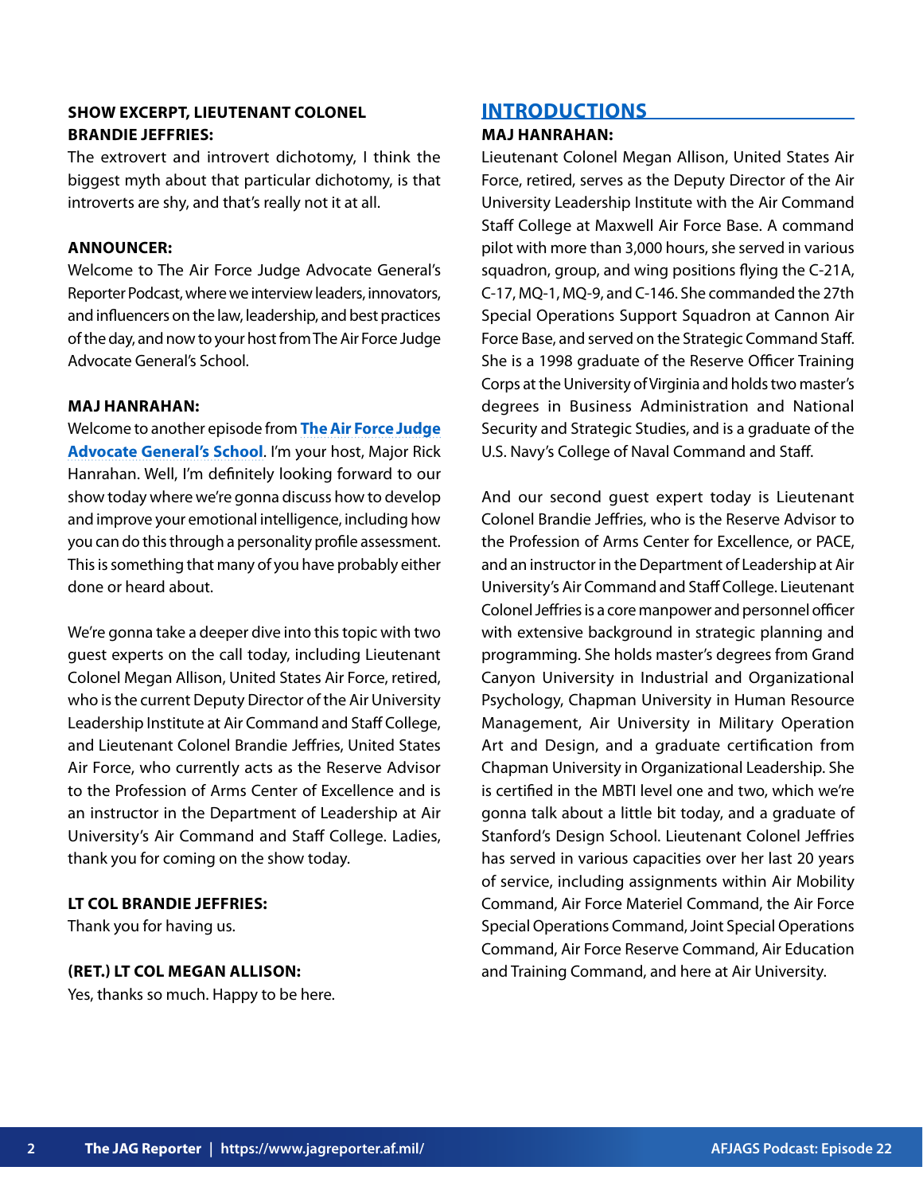**SHOW EXCERPT, LIEUTENANT COLONEL BRANDIE JEFFRIES:**

The extrovert and introvert dichotomy, I think the biggest myth about that particular dichotomy, is that introverts are shy, and that's really not it at all.

**ANNOUNCER:**

Welcome to The Air Force Judge Advocate General's Reporter Podcast, where we interview leaders, innovators, and influencers on the law, leadership, and best practices of the day, and now to your host from The Air Force Judge Advocate General's School.

**MAJ HANRAHAN:**

Welcome to another episode from **The Air Force Judge Advocate General's School**. I'm your host, Major Rick Hanrahan. Well, I'm definitely looking forward to our show today where we're gonna discuss how to develop and improve your emotional intelligence, including how you can do this through a personality profile assessment. This is something that many of you have probably either done or heard about.

We're gonna take a deeper dive into this topic with two guest experts on the call today, including Lieutenant Colonel Megan Allison, United States Air Force, retired, who is the current Deputy Director of the Air University Leadership Institute at Air Command and Staff College, and Lieutenant Colonel Brandie Jeffries, United States Air Force, who currently acts as the Reserve Advisor to the Profession of Arms Center of Excellence and is an instructor in the Department of Leadership at Air University's Air Command and Staff College. Ladies, thank you for coming on the show today.

**LT COL BRANDIE JEFFRIES:**

Thank you for having us.

**(RET.) LT COL MEGAN ALLISON:**

Yes, thanks so much. Happy to be here.

## INTRODUCTIONS

**MAJ HANRAHAN:**

Lieutenant Colonel Megan Allison, United States Air Force, retired, serves as the Deputy Director of the Air University Leadership Institute with the Air Command Staff College at Maxwell Air Force Base. A command pilot with more than 3,000 hours, she served in various squadron, group, and wing positions flying the C-21A, C-17, MQ-1, MQ-9, and C-146. She commanded the 27th Special Operations Support Squadron at Cannon Air Force Base, and served on the Strategic Command Staff. She is a 1998 graduate of the Reserve Officer Training Corps at the University of Virginia and holds two master's degrees in Business Administration and National Security and Strategic Studies, and is a graduate of the U.S. Navy's College of Naval Command and Staff.

And our second guest expert today is Lieutenant Colonel Brandie Jeffries, who is the Reserve Advisor to the Profession of Arms Center for Excellence, or PACE, and an instructor in the Department of Leadership at Air University's Air Command and Staff College. Lieutenant Colonel Jeffries is a core manpower and personnel officer with extensive background in strategic planning and programming. She holds master's degrees from Grand Canyon University in Industrial and Organizational Psychology, Chapman University in Human Resource Management, Air University in Military Operation Art and Design, and a graduate certification from Chapman University in Organizational Leadership. She is certified in the MBTI level one and two, which we're gonna talk about a little bit today, and a graduate of Stanford's Design School. Lieutenant Colonel Jeffries has served in various capacities over her last 20 years of service, including assignments within Air Mobility Command, Air Force Materiel Command, the Air Force Special Operations Command, Joint Special Operations Command, Air Force Reserve Command, Air Education and Training Command, and here at Air University.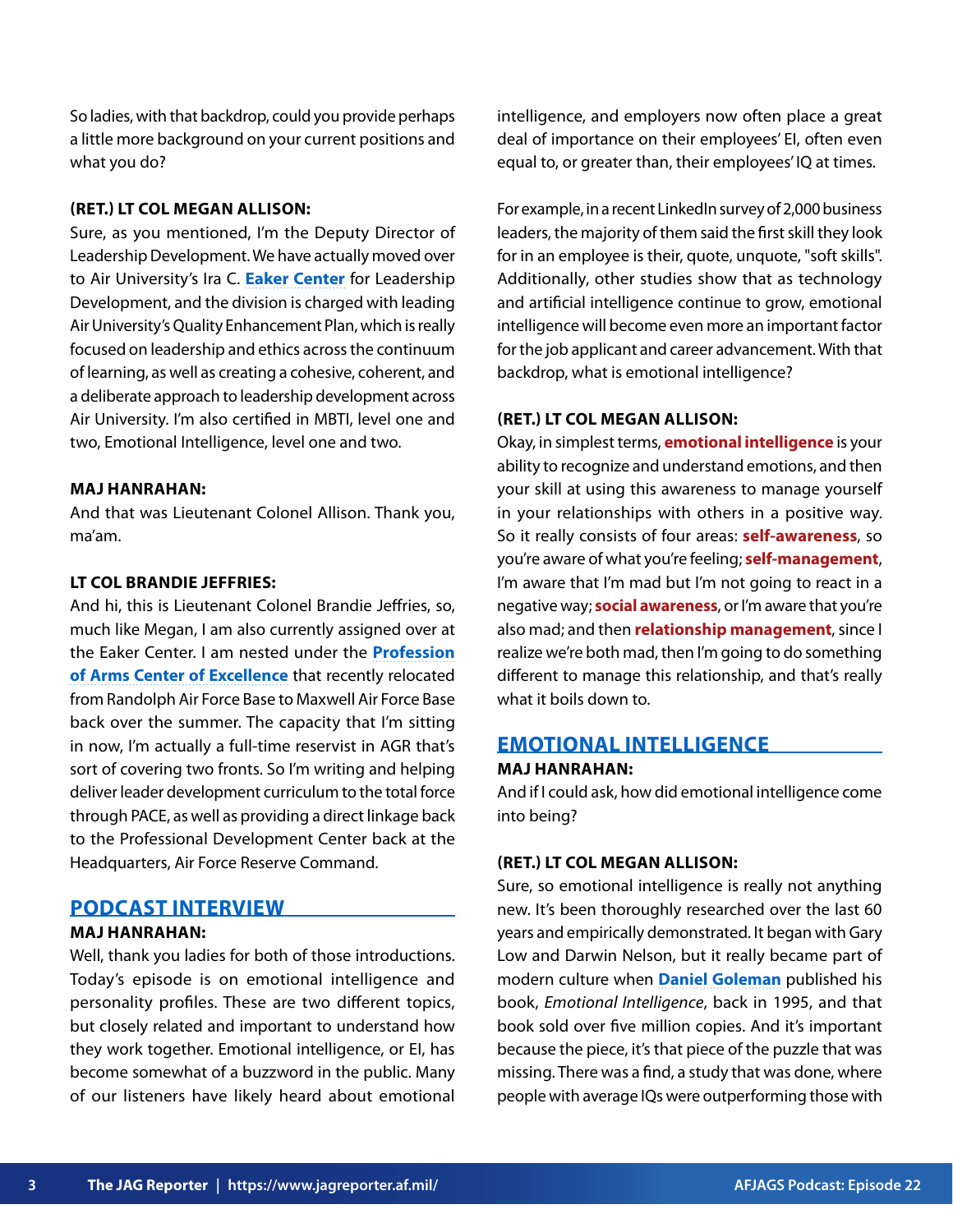So ladies, with that backdrop, could you provide perhaps a little more background on your current positions and what you do?

**(RET.) LT COL MEGAN ALLISON:**

Sure, as you mentioned, I'm the Deputy Director of Leadership Development. We have actually moved over to Air University's Ira C. **Eaker Center** for Leadership Development, and the division is charged with leading Air University's Quality Enhancement Plan, which is really focused on leadership and ethics across the continuum of learning, as well as creating a cohesive, coherent, and a deliberate approach to leadership development across Air University. I'm also certified in MBTI, level one and two, Emotional Intelligence, level one and two.

**MAJ HANRAHAN:**

And that was Lieutenant Colonel Allison. Thank you, ma'am.

**LT COL BRANDIE JEFFRIES:**

And hi, this is Lieutenant Colonel Brandie Jeffries, so, much like Megan, I am also currently assigned over at the Eaker Center. I am nested under the **Profession of Arms Center of Excellence** that recently relocated from Randolph Air Force Base to Maxwell Air Force Base back over the summer. The capacity that I'm sitting in now, I'm actually a full-time reservist in AGR that's sort of covering two fronts. So I'm writing and helping deliver leader development curriculum to the total force through PACE, as well as providing a direct linkage back to the Professional Development Center back at the Headquarters, Air Force Reserve Command.

## PODCAST INTERVIEW

**MAJ HANRAHAN:**

Well, thank you ladies for both of those introductions. Today's episode is on emotional intelligence and personality profiles. These are two different topics, but closely related and important to understand how they work together. Emotional intelligence, or EI, has become somewhat of a buzzword in the public. Many of our listeners have likely heard about emotional intelligence, and employers now often place a great deal of importance on their employees' EI, often even equal to, or greater than, their employees' IQ at times.

For example, in a recent LinkedIn survey of 2,000 business leaders, the majority of them said the first skill they look for in an employee is their, quote, unquote, "soft skills". Additionally, other studies show that as technology and artificial intelligence continue to grow, emotional intelligence will become even more an important factor for the job applicant and career advancement. With that backdrop, what is emotional intelligence?

**(RET.) LT COL MEGAN ALLISON:**

Okay, in simplest terms, **emotional intelligence** is your ability to recognize and understand emotions, and then your skill at using this awareness to manage yourself in your relationships with others in a positive way. So it really consists of four areas: **self-awareness**, so you're aware of what you're feeling; **self-management**, I'm aware that I'm mad but I'm not going to react in a negative way; **social awareness**, or I'm aware that you're also mad; and then **relationship management**, since I realize we're both mad, then I'm going to do something different to manage this relationship, and that's really what it boils down to.

## EMOTIONAL INTELLIGENCE

**MAJ HANRAHAN:**

And if I could ask, how did emotional intelligence come into being?

**(RET.) LT COL MEGAN ALLISON:**

Sure, so emotional intelligence is really not anything new. It's been thoroughly researched over the last 60 years and empirically demonstrated. It began with Gary Low and Darwin Nelson, but it really became part of modern culture when **Daniel Goleman** published his book, *Emotional Intelligence*, back in 1995, and that book sold over five million copies. And it's important because the piece, it's that piece of the puzzle that was missing. There was a find, a study that was done, where people with average IQs were outperforming those with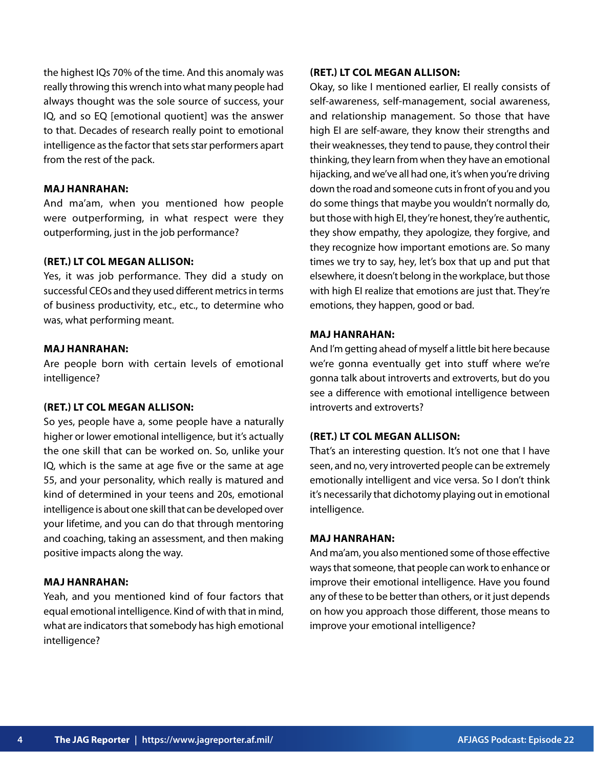the highest IQs 70% of the time. And this anomaly was really throwing this wrench into what many people had always thought was the sole source of success, your IQ, and so EQ [emotional quotient] was the answer to that. Decades of research really point to emotional intelligence as the factor that sets star performers apart from the rest of the pack.

**MAJ HANRAHAN:**
And ma'am, when you mentioned how people were outperforming, in what respect were they outperforming, just in the job performance?

**(RET.) LT COL MEGAN ALLISON:**
Yes, it was job performance. They did a study on successful CEOs and they used different metrics in terms of business productivity, etc., etc., to determine who was, what performing meant.

**MAJ HANRAHAN:**
Are people born with certain levels of emotional intelligence?

**(RET.) LT COL MEGAN ALLISON:**
So yes, people have a, some people have a naturally higher or lower emotional intelligence, but it's actually the one skill that can be worked on. So, unlike your IQ, which is the same at age five or the same at age 55, and your personality, which really is matured and kind of determined in your teens and 20s, emotional intelligence is about one skill that can be developed over your lifetime, and you can do that through mentoring and coaching, taking an assessment, and then making positive impacts along the way.

**MAJ HANRAHAN:**
Yeah, and you mentioned kind of four factors that equal emotional intelligence. Kind of with that in mind, what are indicators that somebody has high emotional intelligence?

**(RET.) LT COL MEGAN ALLISON:**
Okay, so like I mentioned earlier, EI really consists of self-awareness, self-management, social awareness, and relationship management. So those that have high EI are self-aware, they know their strengths and their weaknesses, they tend to pause, they control their thinking, they learn from when they have an emotional hijacking, and we've all had one, it's when you're driving down the road and someone cuts in front of you and you do some things that maybe you wouldn't normally do, but those with high EI, they're honest, they're authentic, they show empathy, they apologize, they forgive, and they recognize how important emotions are. So many times we try to say, hey, let's box that up and put that elsewhere, it doesn't belong in the workplace, but those with high EI realize that emotions are just that. They're emotions, they happen, good or bad.

**MAJ HANRAHAN:**
And I'm getting ahead of myself a little bit here because we're gonna eventually get into stuff where we're gonna talk about introverts and extroverts, but do you see a difference with emotional intelligence between introverts and extroverts?

**(RET.) LT COL MEGAN ALLISON:**
That's an interesting question. It's not one that I have seen, and no, very introverted people can be extremely emotionally intelligent and vice versa. So I don't think it's necessarily that dichotomy playing out in emotional intelligence.

**MAJ HANRAHAN:**
And ma'am, you also mentioned some of those effective ways that someone, that people can work to enhance or improve their emotional intelligence. Have you found any of these to be better than others, or it just depends on how you approach those different, those means to improve your emotional intelligence?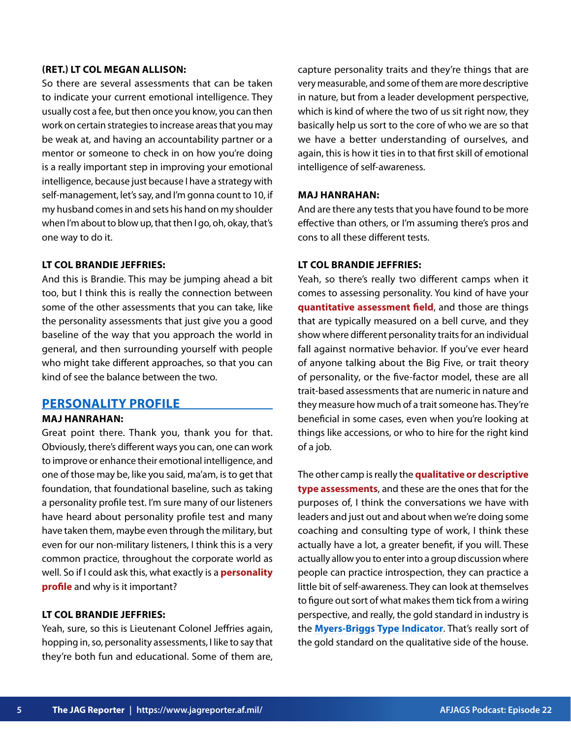**(RET.) LT COL MEGAN ALLISON:**
So there are several assessments that can be taken to indicate your current emotional intelligence. They usually cost a fee, but then once you know, you can then work on certain strategies to increase areas that you may be weak at, and having an accountability partner or a mentor or someone to check in on how you're doing is a really important step in improving your emotional intelligence, because just because I have a strategy with self-management, let's say, and I'm gonna count to 10, if my husband comes in and sets his hand on my shoulder when I'm about to blow up, that then I go, oh, okay, that's one way to do it.

**LT COL BRANDIE JEFFRIES:**
And this is Brandie. This may be jumping ahead a bit too, but I think this is really the connection between some of the other assessments that you can take, like the personality assessments that just give you a good baseline of the way that you approach the world in general, and then surrounding yourself with people who might take different approaches, so that you can kind of see the balance between the two.

## PERSONALITY PROFILE

**MAJ HANRAHAN:**
Great point there. Thank you, thank you for that. Obviously, there's different ways you can, one can work to improve or enhance their emotional intelligence, and one of those may be, like you said, ma'am, is to get that foundation, that foundational baseline, such as taking a personality profile test. I'm sure many of our listeners have heard about personality profile test and many have taken them, maybe even through the military, but even for our non-military listeners, I think this is a very common practice, throughout the corporate world as well. So if I could ask this, what exactly is a **personality profile** and why is it important?

**LT COL BRANDIE JEFFRIES:**
Yeah, sure, so this is Lieutenant Colonel Jeffries again, hopping in, so, personality assessments, I like to say that they're both fun and educational. Some of them are, capture personality traits and they're things that are very measurable, and some of them are more descriptive in nature, but from a leader development perspective, which is kind of where the two of us sit right now, they basically help us sort to the core of who we are so that we have a better understanding of ourselves, and again, this is how it ties in to that first skill of emotional intelligence of self-awareness.

**MAJ HANRAHAN:**
And are there any tests that you have found to be more effective than others, or I'm assuming there's pros and cons to all these different tests.

**LT COL BRANDIE JEFFRIES:**
Yeah, so there's really two different camps when it comes to assessing personality. You kind of have your **quantitative assessment field**, and those are things that are typically measured on a bell curve, and they show where different personality traits for an individual fall against normative behavior. If you've ever heard of anyone talking about the Big Five, or trait theory of personality, or the five-factor model, these are all trait-based assessments that are numeric in nature and they measure how much of a trait someone has. They're beneficial in some cases, even when you're looking at things like accessions, or who to hire for the right kind of a job.

The other camp is really the **qualitative or descriptive type assessments**, and these are the ones that for the purposes of, I think the conversations we have with leaders and just out and about when we're doing some coaching and consulting type of work, I think these actually have a lot, a greater benefit, if you will. These actually allow you to enter into a group discussion where people can practice introspection, they can practice a little bit of self-awareness. They can look at themselves to figure out sort of what makes them tick from a wiring perspective, and really, the gold standard in industry is the **Myers-Briggs Type Indicator**. That's really sort of the gold standard on the qualitative side of the house.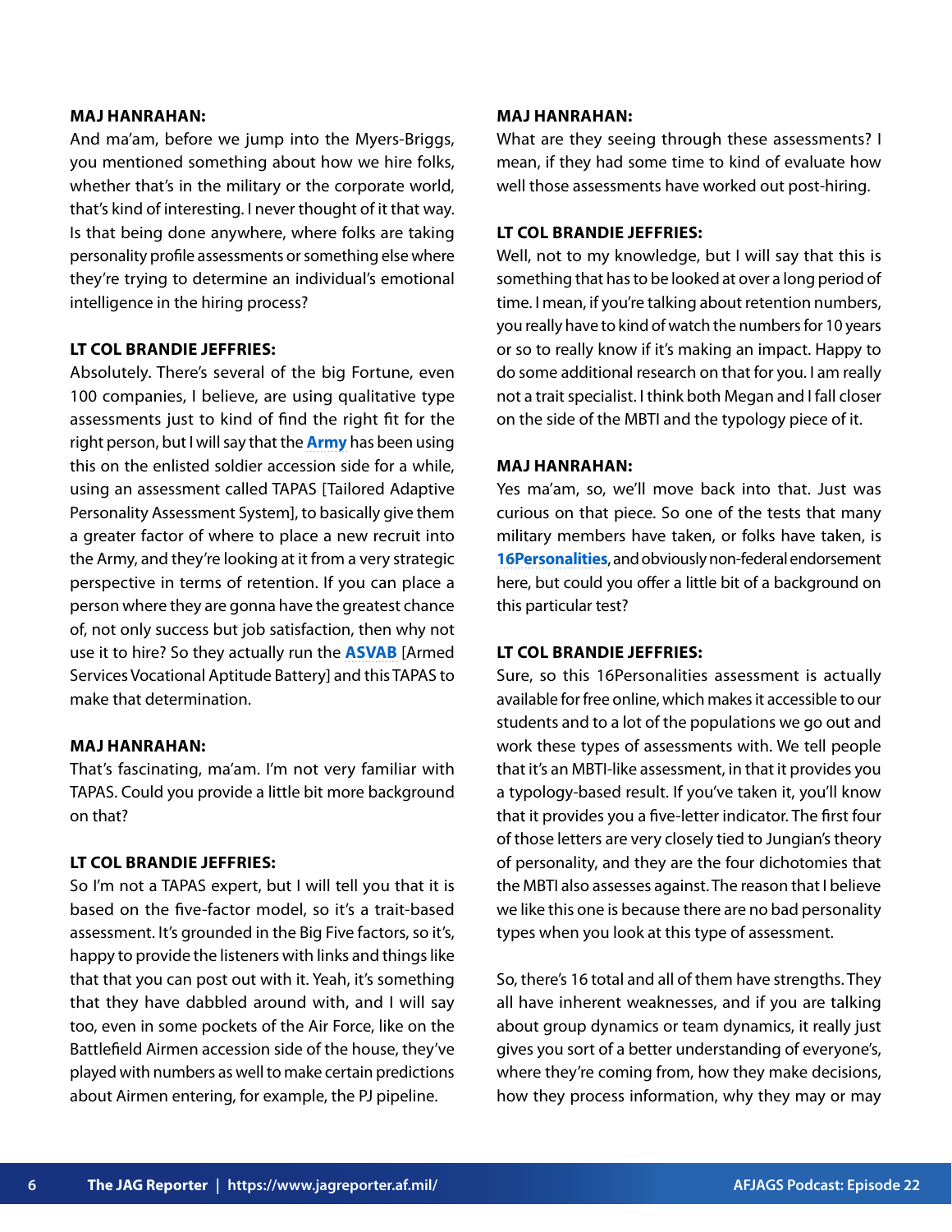**MAJ HANRAHAN:**

And ma'am, before we jump into the Myers-Briggs, you mentioned something about how we hire folks, whether that's in the military or the corporate world, that's kind of interesting. I never thought of it that way. Is that being done anywhere, where folks are taking personality profile assessments or something else where they're trying to determine an individual's emotional intelligence in the hiring process?

**LT COL BRANDIE JEFFRIES:**

Absolutely. There's several of the big Fortune, even 100 companies, I believe, are using qualitative type assessments just to kind of find the right fit for the right person, but I will say that the **Army** has been using this on the enlisted soldier accession side for a while, using an assessment called TAPAS [Tailored Adaptive Personality Assessment System], to basically give them a greater factor of where to place a new recruit into the Army, and they're looking at it from a very strategic perspective in terms of retention. If you can place a person where they are gonna have the greatest chance of, not only success but job satisfaction, then why not use it to hire? So they actually run the **ASVAB** [Armed Services Vocational Aptitude Battery] and this TAPAS to make that determination.

**MAJ HANRAHAN:**

That's fascinating, ma'am. I'm not very familiar with TAPAS. Could you provide a little bit more background on that?

**LT COL BRANDIE JEFFRIES:**

So I'm not a TAPAS expert, but I will tell you that it is based on the five-factor model, so it's a trait-based assessment. It's grounded in the Big Five factors, so it's, happy to provide the listeners with links and things like that that you can post out with it. Yeah, it's something that they have dabbled around with, and I will say too, even in some pockets of the Air Force, like on the Battlefield Airmen accession side of the house, they've played with numbers as well to make certain predictions about Airmen entering, for example, the PJ pipeline.

**MAJ HANRAHAN:**

What are they seeing through these assessments? I mean, if they had some time to kind of evaluate how well those assessments have worked out post-hiring.

**LT COL BRANDIE JEFFRIES:**

Well, not to my knowledge, but I will say that this is something that has to be looked at over a long period of time. I mean, if you're talking about retention numbers, you really have to kind of watch the numbers for 10 years or so to really know if it's making an impact. Happy to do some additional research on that for you. I am really not a trait specialist. I think both Megan and I fall closer on the side of the MBTI and the typology piece of it.

**MAJ HANRAHAN:**

Yes ma'am, so, we'll move back into that. Just was curious on that piece. So one of the tests that many military members have taken, or folks have taken, is **16Personalities**, and obviously non-federal endorsement here, but could you offer a little bit of a background on this particular test?

**LT COL BRANDIE JEFFRIES:**

Sure, so this 16Personalities assessment is actually available for free online, which makes it accessible to our students and to a lot of the populations we go out and work these types of assessments with. We tell people that it's an MBTI-like assessment, in that it provides you a typology-based result. If you've taken it, you'll know that it provides you a five-letter indicator. The first four of those letters are very closely tied to Jungian's theory of personality, and they are the four dichotomies that the MBTI also assesses against. The reason that I believe we like this one is because there are no bad personality types when you look at this type of assessment.

So, there's 16 total and all of them have strengths. They all have inherent weaknesses, and if you are talking about group dynamics or team dynamics, it really just gives you sort of a better understanding of everyone's, where they're coming from, how they make decisions, how they process information, why they may or may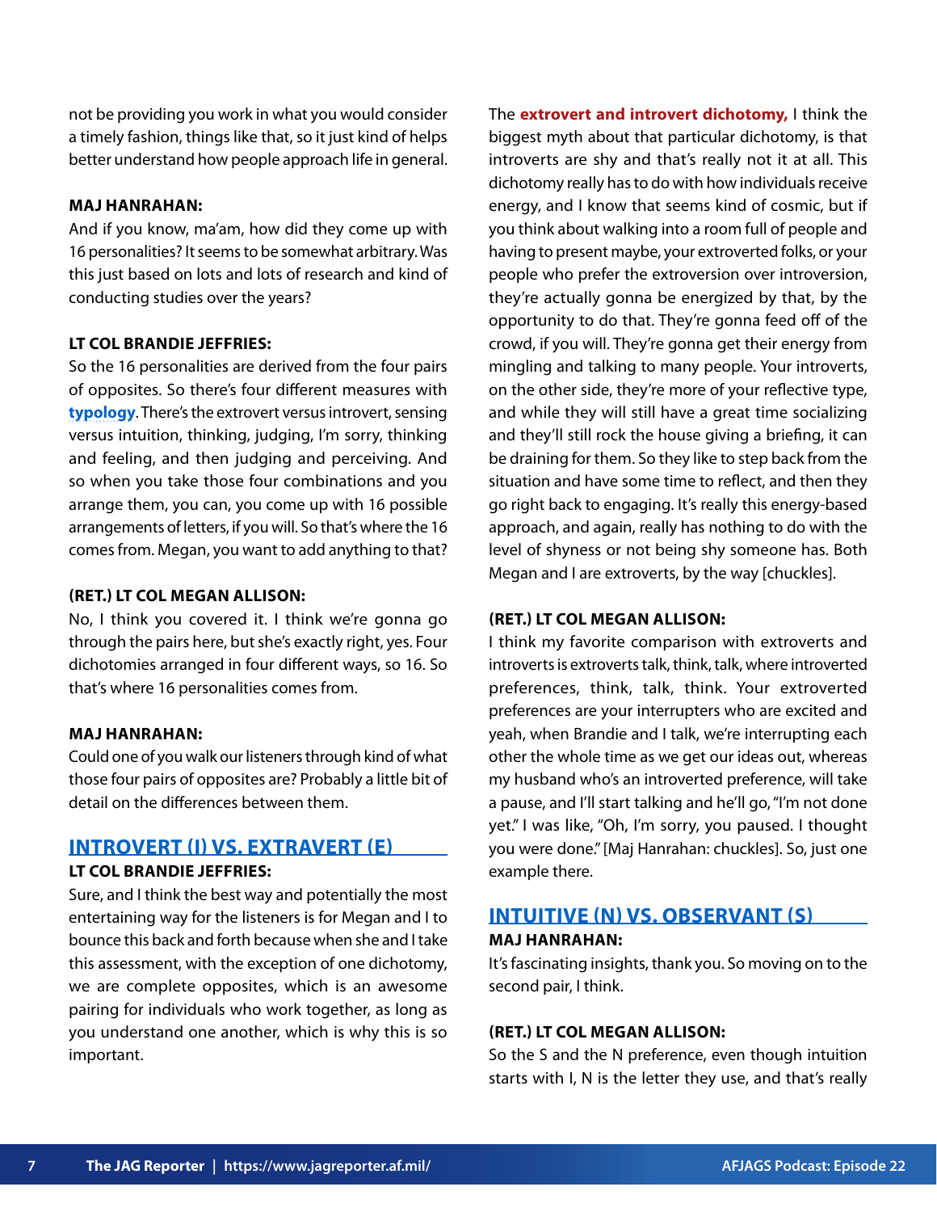not be providing you work in what you would consider a timely fashion, things like that, so it just kind of helps better understand how people approach life in general.

**MAJ HANRAHAN:**
And if you know, ma'am, how did they come up with 16 personalities? It seems to be somewhat arbitrary. Was this just based on lots and lots of research and kind of conducting studies over the years?

**LT COL BRANDIE JEFFRIES:**
So the 16 personalities are derived from the four pairs of opposites. So there's four different measures with **typology**. There's the extrovert versus introvert, sensing versus intuition, thinking, judging, I'm sorry, thinking and feeling, and then judging and perceiving. And so when you take those four combinations and you arrange them, you can, you come up with 16 possible arrangements of letters, if you will. So that's where the 16 comes from. Megan, you want to add anything to that?

**(RET.) LT COL MEGAN ALLISON:**
No, I think you covered it. I think we're gonna go through the pairs here, but she's exactly right, yes. Four dichotomies arranged in four different ways, so 16. So that's where 16 personalities comes from.

**MAJ HANRAHAN:**
Could one of you walk our listeners through kind of what those four pairs of opposites are? Probably a little bit of detail on the differences between them.

## INTROVERT (I) VS. EXTRAVERT (E)

**LT COL BRANDIE JEFFRIES:**
Sure, and I think the best way and potentially the most entertaining way for the listeners is for Megan and I to bounce this back and forth because when she and I take this assessment, with the exception of one dichotomy, we are complete opposites, which is an awesome pairing for individuals who work together, as long as you understand one another, which is why this is so important.

The **extrovert and introvert dichotomy,** I think the biggest myth about that particular dichotomy, is that introverts are shy and that's really not it at all. This dichotomy really has to do with how individuals receive energy, and I know that seems kind of cosmic, but if you think about walking into a room full of people and having to present maybe, your extroverted folks, or your people who prefer the extroversion over introversion, they're actually gonna be energized by that, by the opportunity to do that. They're gonna feed off of the crowd, if you will. They're gonna get their energy from mingling and talking to many people. Your introverts, on the other side, they're more of your reflective type, and while they will still have a great time socializing and they'll still rock the house giving a briefing, it can be draining for them. So they like to step back from the situation and have some time to reflect, and then they go right back to engaging. It's really this energy-based approach, and again, really has nothing to do with the level of shyness or not being shy someone has. Both Megan and I are extroverts, by the way [chuckles].

**(RET.) LT COL MEGAN ALLISON:**
I think my favorite comparison with extroverts and introverts is extroverts talk, think, talk, where introverted preferences, think, talk, think. Your extroverted preferences are your interrupters who are excited and yeah, when Brandie and I talk, we're interrupting each other the whole time as we get our ideas out, whereas my husband who's an introverted preference, will take a pause, and I'll start talking and he'll go, "I'm not done yet." I was like, "Oh, I'm sorry, you paused. I thought you were done." [Maj Hanrahan: chuckles]. So, just one example there.

## INTUITIVE (N) VS. OBSERVANT (S)

**MAJ HANRAHAN:**
It's fascinating insights, thank you. So moving on to the second pair, I think.

**(RET.) LT COL MEGAN ALLISON:**
So the S and the N preference, even though intuition starts with I, N is the letter they use, and that's really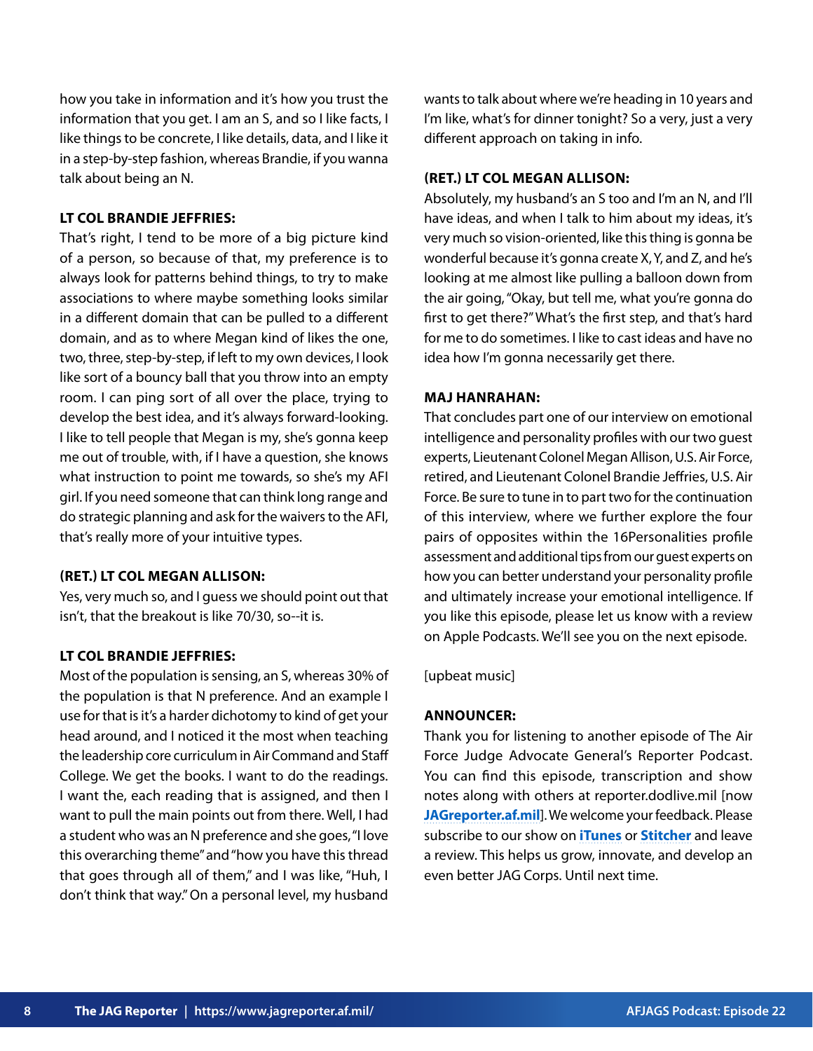how you take in information and it's how you trust the information that you get. I am an S, and so I like facts, I like things to be concrete, I like details, data, and I like it in a step-by-step fashion, whereas Brandie, if you wanna talk about being an N.

**LT COL BRANDIE JEFFRIES:**
That's right, I tend to be more of a big picture kind of a person, so because of that, my preference is to always look for patterns behind things, to try to make associations to where maybe something looks similar in a different domain that can be pulled to a different domain, and as to where Megan kind of likes the one, two, three, step-by-step, if left to my own devices, I look like sort of a bouncy ball that you throw into an empty room. I can ping sort of all over the place, trying to develop the best idea, and it's always forward-looking. I like to tell people that Megan is my, she's gonna keep me out of trouble, with, if I have a question, she knows what instruction to point me towards, so she's my AFI girl. If you need someone that can think long range and do strategic planning and ask for the waivers to the AFI, that's really more of your intuitive types.

**(RET.) LT COL MEGAN ALLISON:**
Yes, very much so, and I guess we should point out that isn't, that the breakout is like 70/30, so--it is.

**LT COL BRANDIE JEFFRIES:**
Most of the population is sensing, an S, whereas 30% of the population is that N preference. And an example I use for that is it's a harder dichotomy to kind of get your head around, and I noticed it the most when teaching the leadership core curriculum in Air Command and Staff College. We get the books. I want to do the readings. I want the, each reading that is assigned, and then I want to pull the main points out from there. Well, I had a student who was an N preference and she goes, "I love this overarching theme" and "how you have this thread that goes through all of them," and I was like, "Huh, I don't think that way." On a personal level, my husband wants to talk about where we're heading in 10 years and I'm like, what's for dinner tonight? So a very, just a very different approach on taking in info.

**(RET.) LT COL MEGAN ALLISON:**
Absolutely, my husband's an S too and I'm an N, and I'll have ideas, and when I talk to him about my ideas, it's very much so vision-oriented, like this thing is gonna be wonderful because it's gonna create X, Y, and Z, and he's looking at me almost like pulling a balloon down from the air going, "Okay, but tell me, what you're gonna do first to get there?" What's the first step, and that's hard for me to do sometimes. I like to cast ideas and have no idea how I'm gonna necessarily get there.

**MAJ HANRAHAN:**
That concludes part one of our interview on emotional intelligence and personality profiles with our two guest experts, Lieutenant Colonel Megan Allison, U.S. Air Force, retired, and Lieutenant Colonel Brandie Jeffries, U.S. Air Force. Be sure to tune in to part two for the continuation of this interview, where we further explore the four pairs of opposites within the 16Personalities profile assessment and additional tips from our guest experts on how you can better understand your personality profile and ultimately increase your emotional intelligence. If you like this episode, please let us know with a review on Apple Podcasts. We'll see you on the next episode.

[upbeat music]

**ANNOUNCER:**
Thank you for listening to another episode of The Air Force Judge Advocate General's Reporter Podcast. You can find this episode, transcription and show notes along with others at reporter.dodlive.mil [now **JAGreporter.af.mil**]. We welcome your feedback. Please subscribe to our show on **iTunes** or **Stitcher** and leave a review. This helps us grow, innovate, and develop an even better JAG Corps. Until next time.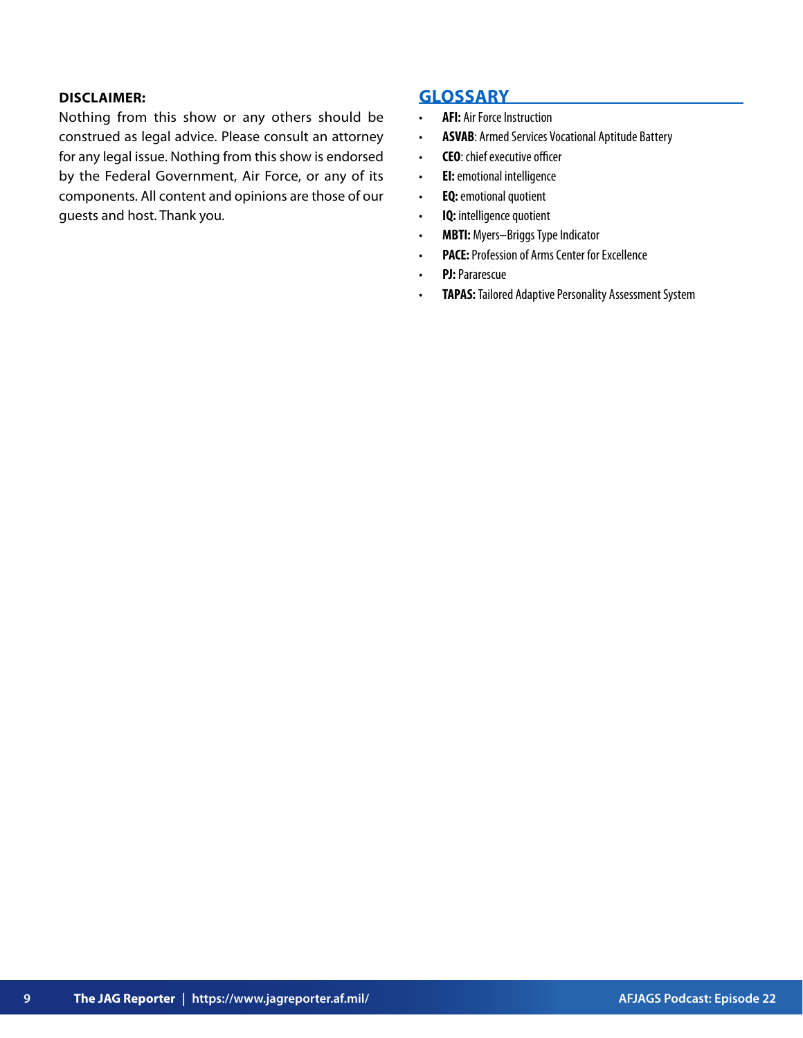**DISCLAIMER:**

Nothing from this show or any others should be construed as legal advice. Please consult an attorney for any legal issue. Nothing from this show is endorsed by the Federal Government, Air Force, or any of its components. All content and opinions are those of our guests and host. Thank you.

## GLOSSARY

- **AFI:** Air Force Instruction
- **ASVAB**: Armed Services Vocational Aptitude Battery
- **CEO**: chief executive officer
- **EI:** emotional intelligence
- **EQ:** emotional quotient
- **IQ:** intelligence quotient
- **MBTI:** Myers–Briggs Type Indicator
- **PACE:** Profession of Arms Center for Excellence
- **PJ:** Pararescue
- **TAPAS:** Tailored Adaptive Personality Assessment System